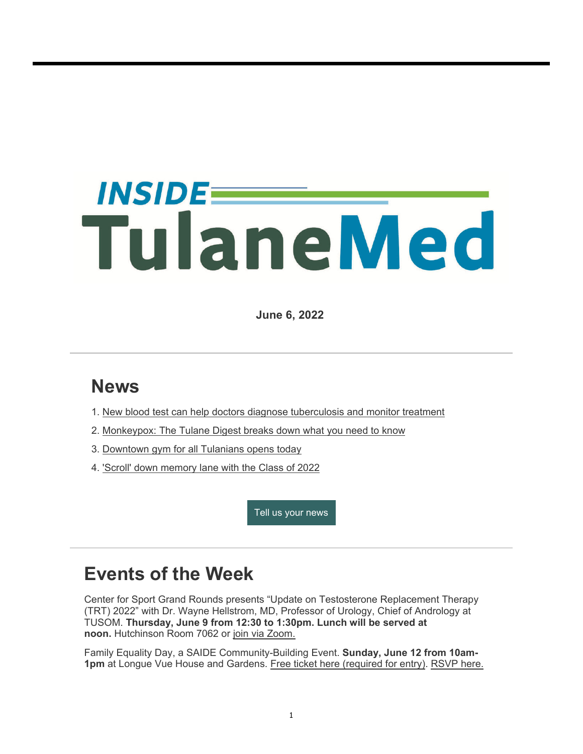# INSIDE TulaneMed

**June 6, 2022**

---

## News

1. New blood test can help doctors diagnose tuberculosis and monitor treatment
2. Monkeypox: The Tulane Digest breaks down what you need to know
3. Downtown gym for all Tulanians opens today
4. 'Scroll' down memory lane with the Class of 2022

Tell us your news

---

## Events of the Week

Center for Sport Grand Rounds presents "Update on Testosterone Replacement Therapy (TRT) 2022" with Dr. Wayne Hellstrom, MD, Professor of Urology, Chief of Andrology at TUSOM. **Thursday, June 9 from 12:30 to 1:30pm. Lunch will be served at noon.** Hutchinson Room 7062 or join via Zoom.

Family Equality Day, a SAIDE Community-Building Event. **Sunday, June 12 from 10am-1pm** at Longue Vue House and Gardens. Free ticket here (required for entry). RSVP here.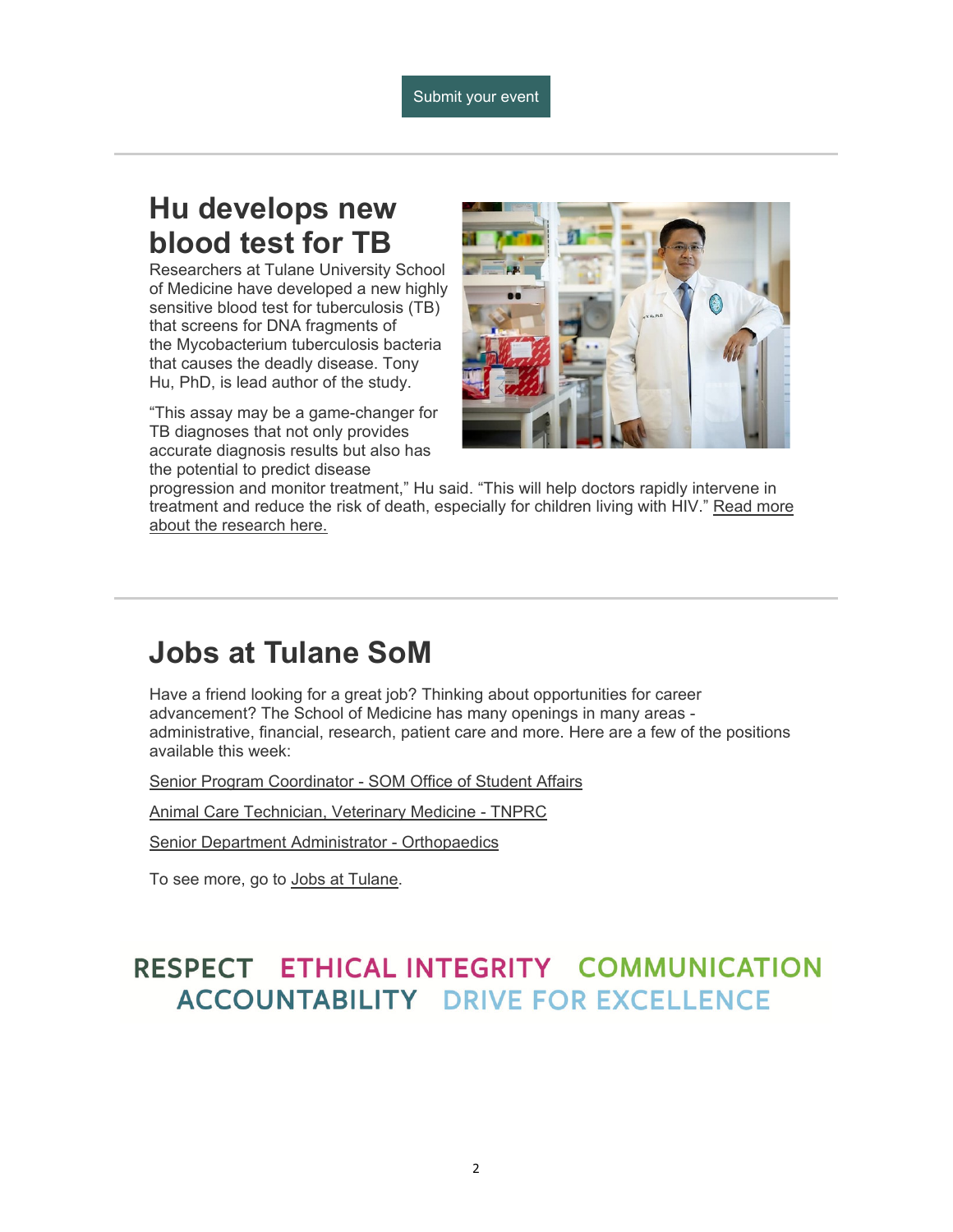Submit your event

---

## Hu develops new blood test for TB

Researchers at Tulane University School of Medicine have developed a new highly sensitive blood test for tuberculosis (TB) that screens for DNA fragments of the Mycobacterium tuberculosis bacteria that causes the deadly disease. Tony Hu, PhD, is lead author of the study.

“This assay may be a game-changer for TB diagnoses that not only provides accurate diagnosis results but also has the potential to predict disease progression and monitor treatment,” Hu said. “This will help doctors rapidly intervene in treatment and reduce the risk of death, especially for children living with HIV.” Read more about the research here.

---

## Jobs at Tulane SoM

Have a friend looking for a great job? Thinking about opportunities for career advancement? The School of Medicine has many openings in many areas - administrative, financial, research, patient care and more. Here are a few of the positions available this week:

Senior Program Coordinator - SOM Office of Student Affairs

Animal Care Technician, Veterinary Medicine - TNPRC

Senior Department Administrator - Orthopaedics

To see more, go to Jobs at Tulane.

RESPECT ETHICAL INTEGRITY COMMUNICATION ACCOUNTABILITY DRIVE FOR EXCELLENCE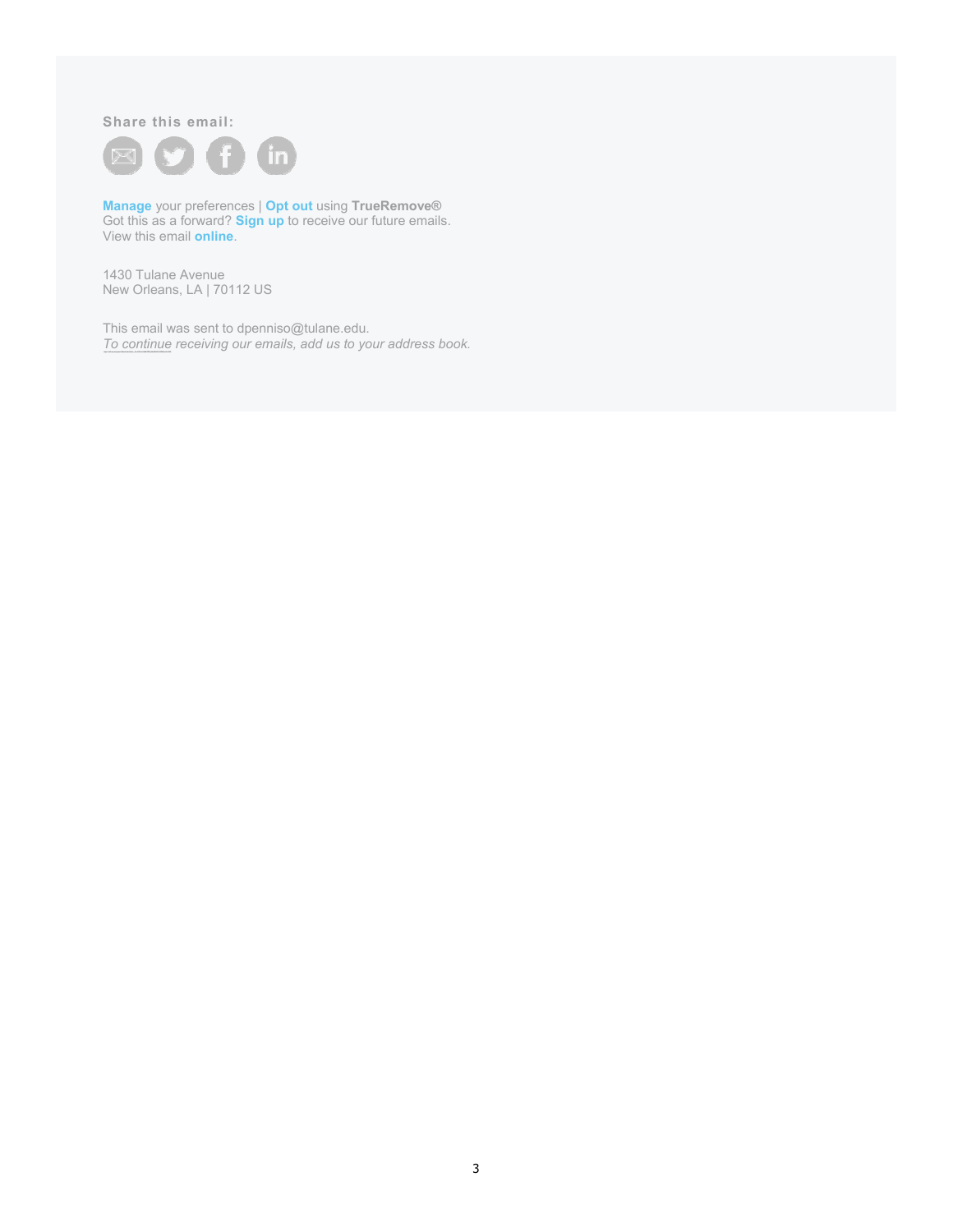**Share this email:**

**Manage** your preferences | **Opt out** using **TrueRemove®**
Got this as a forward? **Sign up** to receive our future emails.
View this email **online**.

1430 Tulane Avenue
New Orleans, LA | 70112 US

This email was sent to dpenniso@tulane.edu.
*To continue receiving our emails, add us to your address book.*